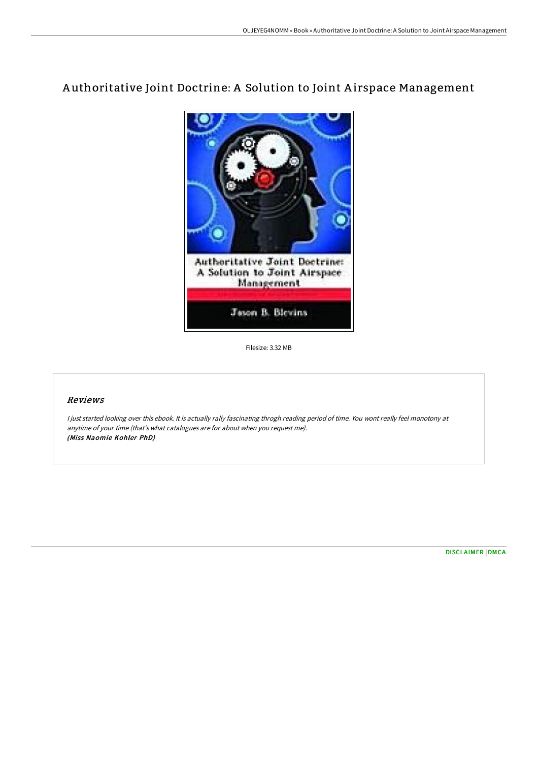# Authoritative Joint Doctrine: A Solution to Joint Airspace Management

Filesize: 3.32 MB

## Reviews

*I just started looking over this ebook. It is actually rally fascinating throgh reading period of time. You wont really feel monotony at anytime of your time (that's what catalogues are for about when you request me).*
***(Miss Naomie Kohler PhD)***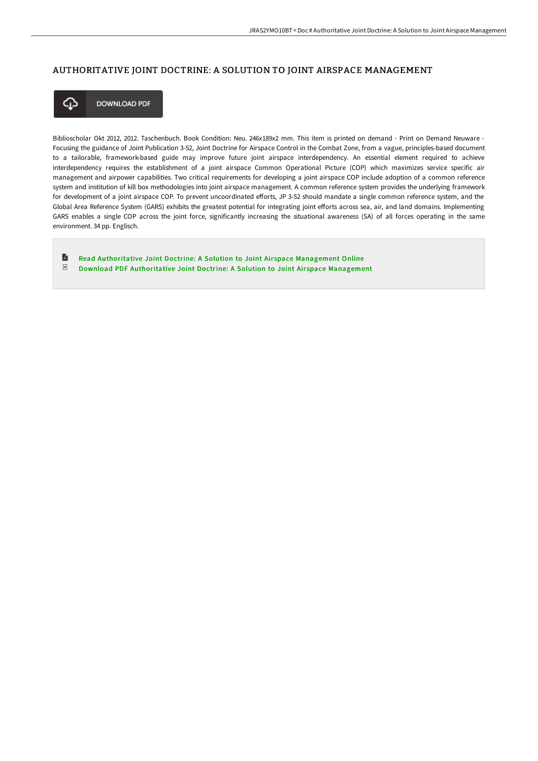# AUTHORITATIVE JOINT DOCTRINE: A SOLUTION TO JOINT AIRSPACE MANAGEMENT

DOWNLOAD PDF

Biblioscholar Okt 2012, 2012. Taschenbuch. Book Condition: Neu. 246x189x2 mm. This item is printed on demand - Print on Demand Neuware - Focusing the guidance of Joint Publication 3-52, Joint Doctrine for Airspace Control in the Combat Zone, from a vague, principles-based document to a tailorable, framework-based guide may improve future joint airspace interdependency. An essential element required to achieve interdependency requires the establishment of a joint airspace Common Operational Picture (COP) which maximizes service specific air management and airpower capabilities. Two critical requirements for developing a joint airspace COP include adoption of a common reference system and institution of kill box methodologies into joint airspace management. A common reference system provides the underlying framework for development of a joint airspace COP. To prevent uncoordinated efforts, JP 3-52 should mandate a single common reference system, and the Global Area Reference System (GARS) exhibits the greatest potential for integrating joint efforts across sea, air, and land domains. Implementing GARS enables a single COP across the joint force, significantly increasing the situational awareness (SA) of all forces operating in the same environment. 34 pp. Englisch.

- Read Authoritative Joint Doctrine: A Solution to Joint Airspace Management Online
- Download PDF Authoritative Joint Doctrine: A Solution to Joint Airspace Management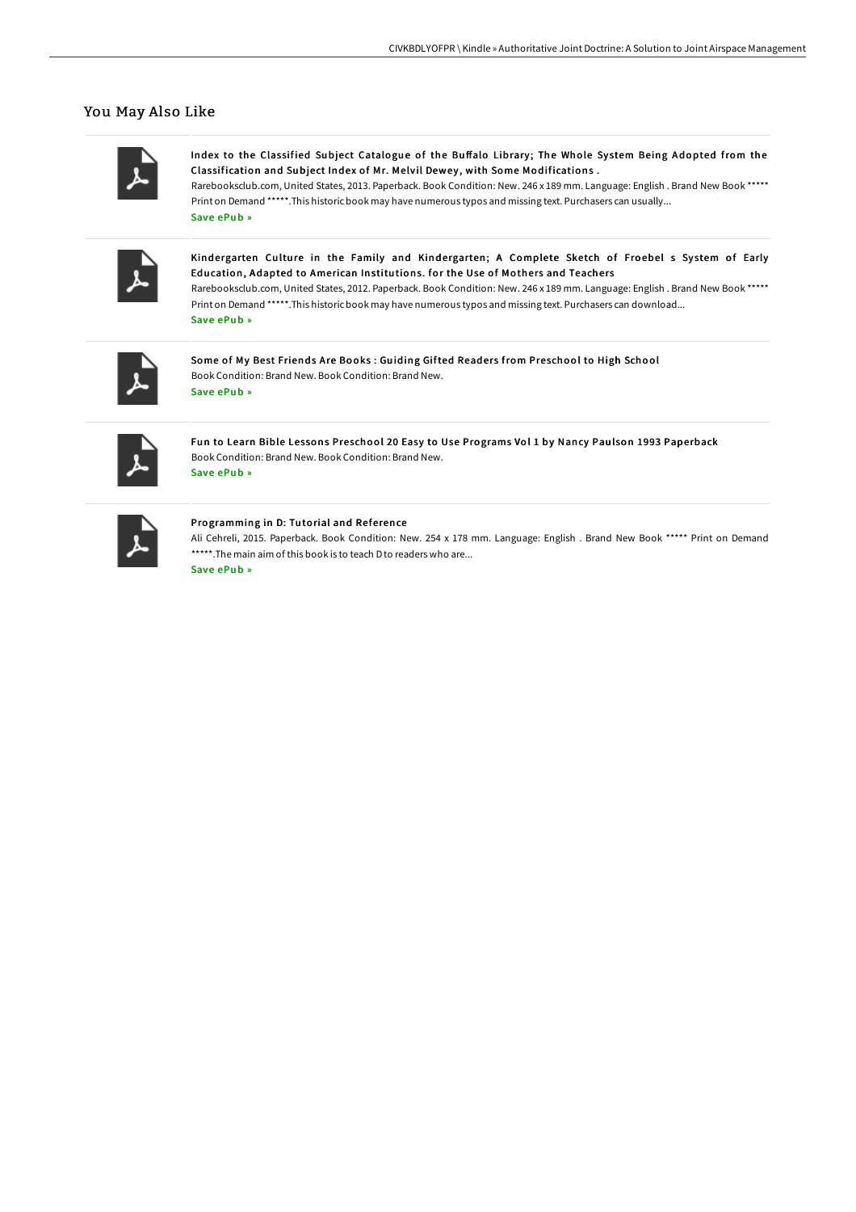## You May Also Like

**Index to the Classified Subject Catalogue of the Buffalo Library; The Whole System Being Adopted from the Classification and Subject Index of Mr. Melvil Dewey, with Some Modifications .**

Rarebooksclub.com, United States, 2013. Paperback. Book Condition: New. 246 x 189 mm. Language: English . Brand New Book ***** Print on Demand *****.This historic book may have numerous typos and missing text. Purchasers can usually...

Save ePub »

**Kindergarten Culture in the Family and Kindergarten; A Complete Sketch of Froebel s System of Early Education, Adapted to American Institutions. for the Use of Mothers and Teachers**

Rarebooksclub.com, United States, 2012. Paperback. Book Condition: New. 246 x 189 mm. Language: English . Brand New Book ***** Print on Demand *****.This historic book may have numerous typos and missing text. Purchasers can download...

Save ePub »

**Some of My Best Friends Are Books : Guiding Gifted Readers from Preschool to High School**

Book Condition: Brand New. Book Condition: Brand New.

Save ePub »

**Fun to Learn Bible Lessons Preschool 20 Easy to Use Programs Vol 1 by Nancy Paulson 1993 Paperback**

Book Condition: Brand New. Book Condition: Brand New.

Save ePub »

**Programming in D: Tutorial and Reference**

Ali Cehreli, 2015. Paperback. Book Condition: New. 254 x 178 mm. Language: English . Brand New Book ***** Print on Demand *****.The main aim of this book is to teach D to readers who are...

Save ePub »